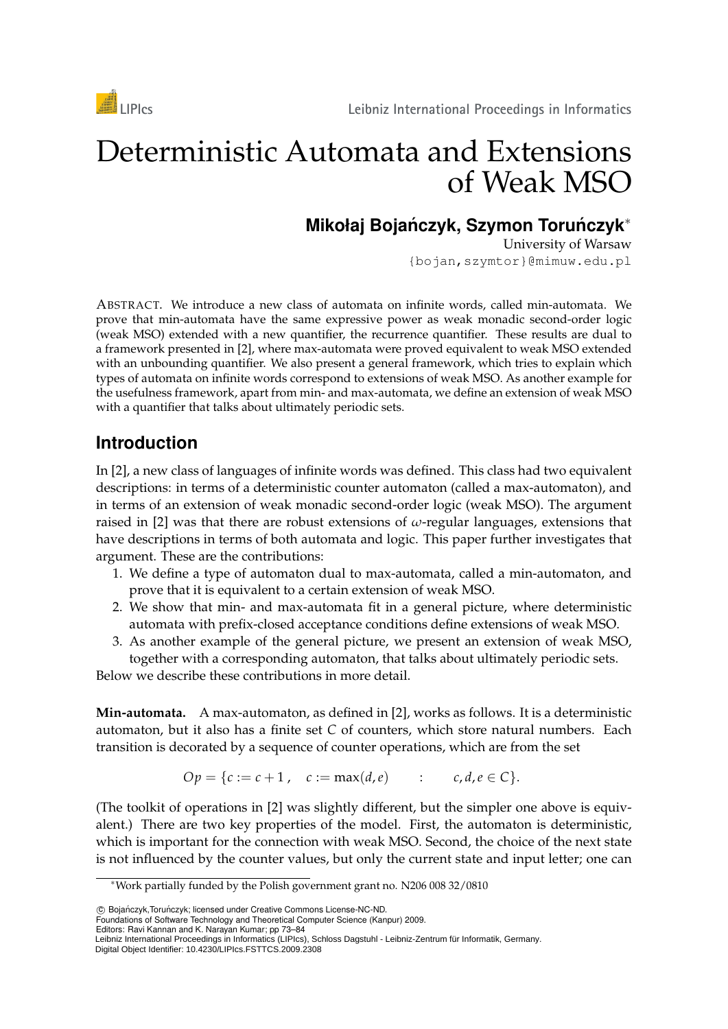# Deterministic Automata and Extensions of Weak MSO

**Mikołaj Bojańczyk, Szymon Toruńczyk***

University of Warsaw
{bojan,szymtor}@mimuw.edu.pl

ABSTRACT. We introduce a new class of automata on infinite words, called min-automata. We prove that min-automata have the same expressive power as weak monadic second-order logic (weak MSO) extended with a new quantifier, the recurrence quantifier. These results are dual to a framework presented in [2], where max-automata were proved equivalent to weak MSO extended with an unbounding quantifier. We also present a general framework, which tries to explain which types of automata on infinite words correspond to extensions of weak MSO. As another example for the usefulness framework, apart from min- and max-automata, we define an extension of weak MSO with a quantifier that talks about ultimately periodic sets.

## Introduction

In [2], a new class of languages of infinite words was defined. This class had two equivalent descriptions: in terms of a deterministic counter automaton (called a max-automaton), and in terms of an extension of weak monadic second-order logic (weak MSO). The argument raised in [2] was that there are robust extensions of $\omega$-regular languages, extensions that have descriptions in terms of both automata and logic. This paper further investigates that argument. These are the contributions:

1. We define a type of automaton dual to max-automata, called a min-automaton, and prove that it is equivalent to a certain extension of weak MSO.
2. We show that min- and max-automata fit in a general picture, where deterministic automata with prefix-closed acceptance conditions define extensions of weak MSO.
3. As another example of the general picture, we present an extension of weak MSO, together with a corresponding automaton, that talks about ultimately periodic sets.

Below we describe these contributions in more detail.

**Min-automata.** A max-automaton, as defined in [2], works as follows. It is a deterministic automaton, but it also has a finite set $C$ of counters, which store natural numbers. Each transition is decorated by a sequence of counter operations, which are from the set

$$Op = \{c := c+1\,, \quad c := \max(d, e) \qquad : \qquad c, d, e \in C\}.$$

(The toolkit of operations in [2] was slightly different, but the simpler one above is equivalent.) There are two key properties of the model. First, the automaton is deterministic, which is important for the connection with weak MSO. Second, the choice of the next state is not influenced by the counter values, but only the current state and input letter; one can

*Work partially funded by the Polish government grant no. N206 008 32/0810

© Bojańczyk,Toruńczyk; licensed under Creative Commons License-NC-ND.
Foundations of Software Technology and Theoretical Computer Science (Kanpur) 2009.
Editors: Ravi Kannan and K. Narayan Kumar; pp 73–84
Leibniz International Proceedings in Informatics (LIPIcs), Schloss Dagstuhl - Leibniz-Zentrum für Informatik, Germany.
Digital Object Identifier: 10.4230/LIPIcs.FSTTCS.2009.2308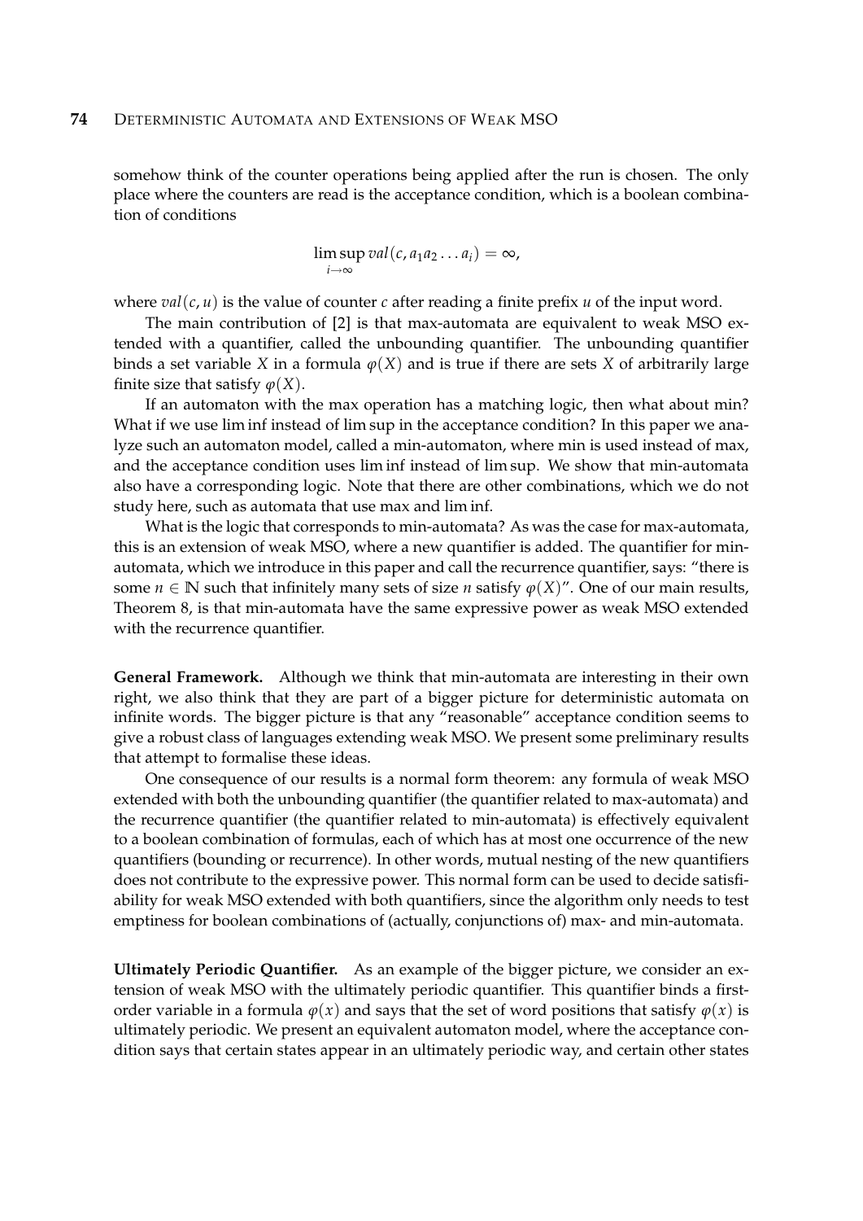somehow think of the counter operations being applied after the run is chosen. The only place where the counters are read is the acceptance condition, which is a boolean combination of conditions

$$\limsup_{i \to \infty} val(c, a_1 a_2 \ldots a_i) = \infty,$$

where $val(c, u)$ is the value of counter $c$ after reading a finite prefix $u$ of the input word.

The main contribution of [2] is that max-automata are equivalent to weak MSO extended with a quantifier, called the unbounding quantifier. The unbounding quantifier binds a set variable $X$ in a formula $\varphi(X)$ and is true if there are sets $X$ of arbitrarily large finite size that satisfy $\varphi(X)$.

If an automaton with the max operation has a matching logic, then what about min? What if we use lim inf instead of lim sup in the acceptance condition? In this paper we analyze such an automaton model, called a min-automaton, where min is used instead of max, and the acceptance condition uses lim inf instead of lim sup. We show that min-automata also have a corresponding logic. Note that there are other combinations, which we do not study here, such as automata that use max and lim inf.

What is the logic that corresponds to min-automata? As was the case for max-automata, this is an extension of weak MSO, where a new quantifier is added. The quantifier for min-automata, which we introduce in this paper and call the recurrence quantifier, says: "there is some $n \in \mathbb{N}$ such that infinitely many sets of size $n$ satisfy $\varphi(X)$". One of our main results, Theorem 8, is that min-automata have the same expressive power as weak MSO extended with the recurrence quantifier.

**General Framework.** Although we think that min-automata are interesting in their own right, we also think that they are part of a bigger picture for deterministic automata on infinite words. The bigger picture is that any "reasonable" acceptance condition seems to give a robust class of languages extending weak MSO. We present some preliminary results that attempt to formalise these ideas.

One consequence of our results is a normal form theorem: any formula of weak MSO extended with both the unbounding quantifier (the quantifier related to max-automata) and the recurrence quantifier (the quantifier related to min-automata) is effectively equivalent to a boolean combination of formulas, each of which has at most one occurrence of the new quantifiers (bounding or recurrence). In other words, mutual nesting of the new quantifiers does not contribute to the expressive power. This normal form can be used to decide satisfiability for weak MSO extended with both quantifiers, since the algorithm only needs to test emptiness for boolean combinations of (actually, conjunctions of) max- and min-automata.

**Ultimately Periodic Quantifier.** As an example of the bigger picture, we consider an extension of weak MSO with the ultimately periodic quantifier. This quantifier binds a first-order variable in a formula $\varphi(x)$ and says that the set of word positions that satisfy $\varphi(x)$ is ultimately periodic. We present an equivalent automaton model, where the acceptance condition says that certain states appear in an ultimately periodic way, and certain other states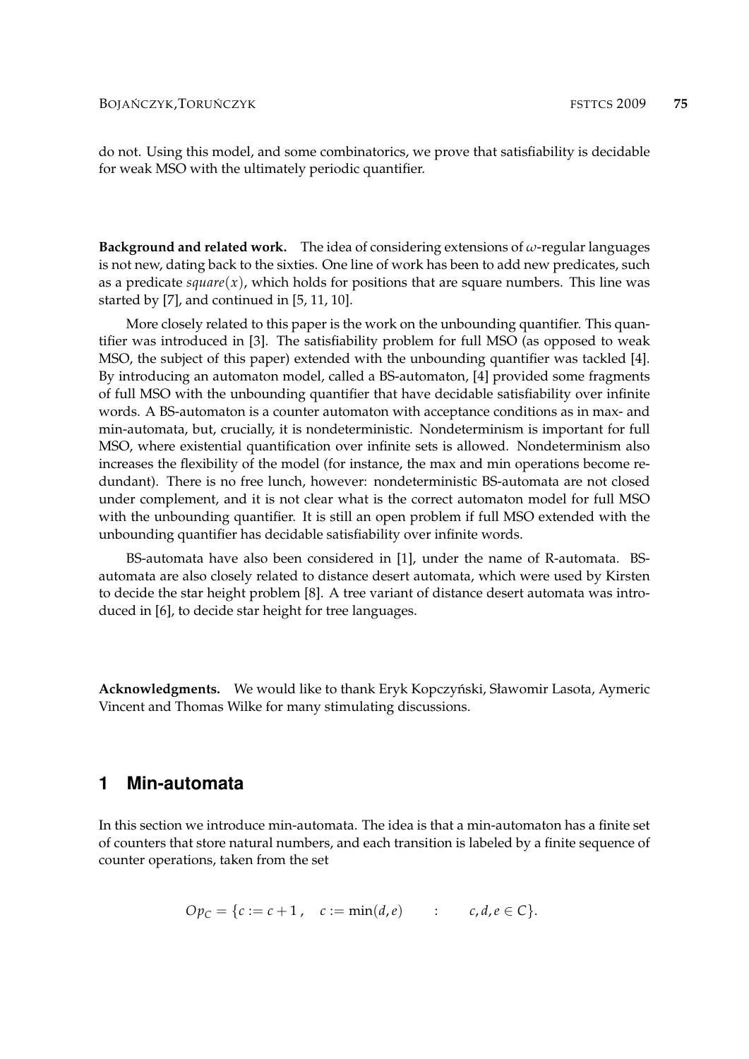do not. Using this model, and some combinatorics, we prove that satisfiability is decidable for weak MSO with the ultimately periodic quantifier.

**Background and related work.** The idea of considering extensions of $\omega$-regular languages is not new, dating back to the sixties. One line of work has been to add new predicates, such as a predicate *square*$(x)$, which holds for positions that are square numbers. This line was started by [7], and continued in [5, 11, 10].

More closely related to this paper is the work on the unbounding quantifier. This quantifier was introduced in [3]. The satisfiability problem for full MSO (as opposed to weak MSO, the subject of this paper) extended with the unbounding quantifier was tackled [4]. By introducing an automaton model, called a BS-automaton, [4] provided some fragments of full MSO with the unbounding quantifier that have decidable satisfiability over infinite words. A BS-automaton is a counter automaton with acceptance conditions as in max- and min-automata, but, crucially, it is nondeterministic. Nondeterminism is important for full MSO, where existential quantification over infinite sets is allowed. Nondeterminism also increases the flexibility of the model (for instance, the max and min operations become redundant). There is no free lunch, however: nondeterministic BS-automata are not closed under complement, and it is not clear what is the correct automaton model for full MSO with the unbounding quantifier. It is still an open problem if full MSO extended with the unbounding quantifier has decidable satisfiability over infinite words.

BS-automata have also been considered in [1], under the name of R-automata. BS-automata are also closely related to distance desert automata, which were used by Kirsten to decide the star height problem [8]. A tree variant of distance desert automata was introduced in [6], to decide star height for tree languages.

**Acknowledgments.** We would like to thank Eryk Kopczyński, Sławomir Lasota, Aymeric Vincent and Thomas Wilke for many stimulating discussions.

## 1 Min-automata

In this section we introduce min-automata. The idea is that a min-automaton has a finite set of counters that store natural numbers, and each transition is labeled by a finite sequence of counter operations, taken from the set

$$Op_C = \{c := c + 1\,, \quad c := \min(d, e) \qquad : \qquad c, d, e \in C\}.$$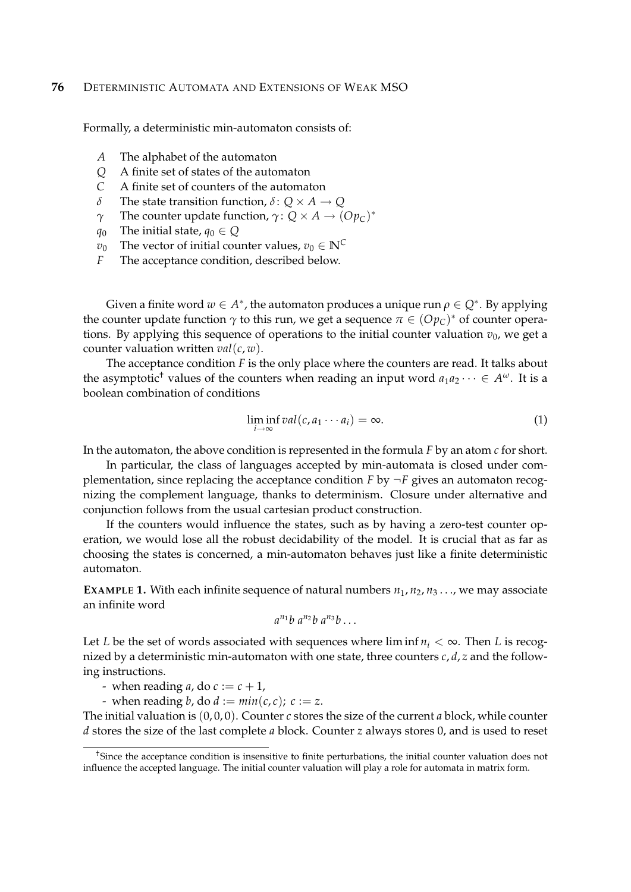Formally, a deterministic min-automaton consists of:

- $A$ The alphabet of the automaton
- $Q$ A finite set of states of the automaton
- $C$ A finite set of counters of the automaton
- $\delta$ The state transition function, $\delta\colon Q \times A \to Q$
- $\gamma$ The counter update function, $\gamma\colon Q \times A \to (Op_C)^*$
- $q_0$ The initial state, $q_0 \in Q$
- $v_0$ The vector of initial counter values, $v_0 \in \mathbb{N}^C$
- $F$ The acceptance condition, described below.

Given a finite word $w \in A^*$, the automaton produces a unique run $\rho \in Q^*$. By applying the counter update function $\gamma$ to this run, we get a sequence $\pi \in (Op_C)^*$ of counter operations. By applying this sequence of operations to the initial counter valuation $v_0$, we get a counter valuation written $val(c, w)$.

The acceptance condition $F$ is the only place where the counters are read. It talks about the asymptotic[†] values of the counters when reading an input word $a_1 a_2 \cdots \in A^\omega$. It is a boolean combination of conditions

$$\liminf_{i \to \infty} val(c, a_1 \cdots a_i) = \infty. \tag{1}$$

In the automaton, the above condition is represented in the formula $F$ by an atom $c$ for short.

In particular, the class of languages accepted by min-automata is closed under complementation, since replacing the acceptance condition $F$ by $\neg F$ gives an automaton recognizing the complement language, thanks to determinism. Closure under alternative and conjunction follows from the usual cartesian product construction.

If the counters would influence the states, such as by having a zero-test counter operation, we would lose all the robust decidability of the model. It is crucial that as far as choosing the states is concerned, a min-automaton behaves just like a finite deterministic automaton.

**EXAMPLE 1.** With each infinite sequence of natural numbers $n_1, n_2, n_3 \ldots$, we may associate an infinite word

$$a^{n_1} b \; a^{n_2} b \; a^{n_3} b \ldots$$

Let $L$ be the set of words associated with sequences where $\liminf n_i < \infty$. Then $L$ is recognized by a deterministic min-automaton with one state, three counters $c, d, z$ and the following instructions.

- when reading $a$, do $c := c + 1$,
- when reading $b$, do $d := min(c, c)$; $c := z$.

The initial valuation is $(0, 0, 0)$. Counter $c$ stores the size of the current $a$ block, while counter $d$ stores the size of the last complete $a$ block. Counter $z$ always stores 0, and is used to reset

[†]Since the acceptance condition is insensitive to finite perturbations, the initial counter valuation does not influence the accepted language. The initial counter valuation will play a role for automata in matrix form.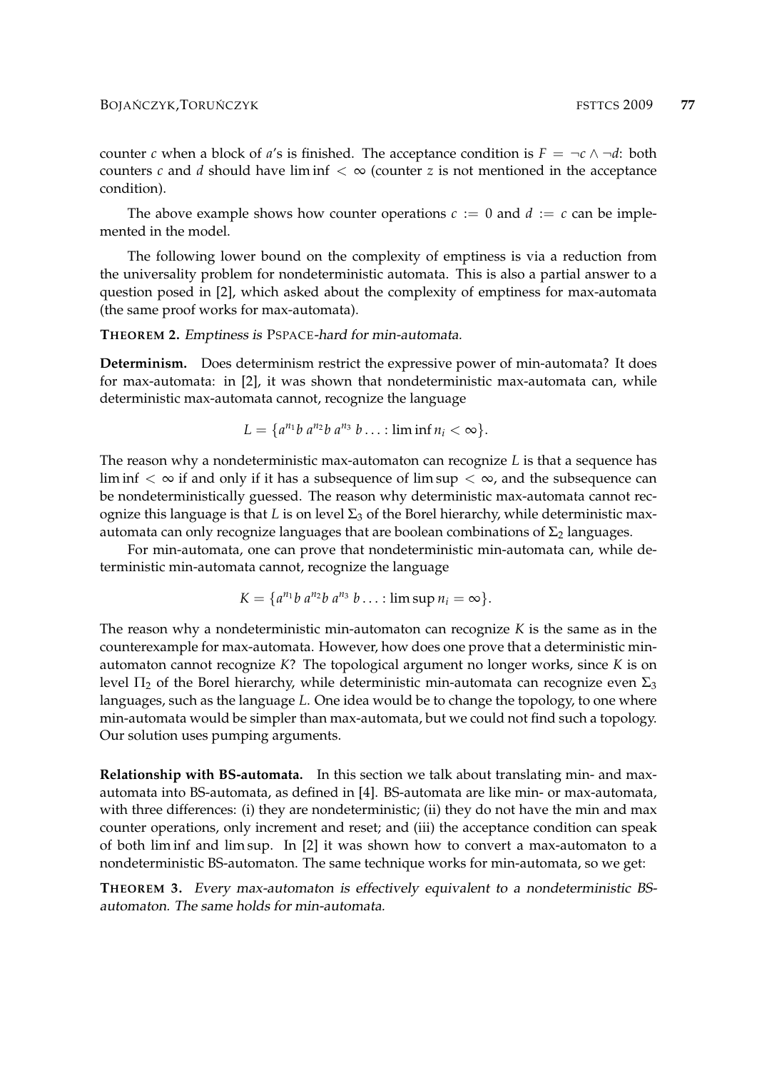counter $c$ when a block of $a$'s is finished. The acceptance condition is $F = \neg c \wedge \neg d$: both counters $c$ and $d$ should have $\liminf < \infty$ (counter $z$ is not mentioned in the acceptance condition).

The above example shows how counter operations $c := 0$ and $d := c$ can be implemented in the model.

The following lower bound on the complexity of emptiness is via a reduction from the universality problem for nondeterministic automata. This is also a partial answer to a question posed in [2], which asked about the complexity of emptiness for max-automata (the same proof works for max-automata).

**THEOREM 2.** *Emptiness is* PSPACE*-hard for min-automata.*

**Determinism.** Does determinism restrict the expressive power of min-automata? It does for max-automata: in [2], it was shown that nondeterministic max-automata can, while deterministic max-automata cannot, recognize the language

$$L = \{a^{n_1} b\, a^{n_2} b\, a^{n_3}\, b \ldots : \liminf n_i < \infty\}.$$

The reason why a nondeterministic max-automaton can recognize $L$ is that a sequence has $\liminf < \infty$ if and only if it has a subsequence of $\limsup < \infty$, and the subsequence can be nondeterministically guessed. The reason why deterministic max-automata cannot recognize this language is that $L$ is on level $\Sigma_3$ of the Borel hierarchy, while deterministic max-automata can only recognize languages that are boolean combinations of $\Sigma_2$ languages.

For min-automata, one can prove that nondeterministic min-automata can, while deterministic min-automata cannot, recognize the language

$$K = \{a^{n_1} b\, a^{n_2} b\, a^{n_3}\, b \ldots : \limsup n_i = \infty\}.$$

The reason why a nondeterministic min-automaton can recognize $K$ is the same as in the counterexample for max-automata. However, how does one prove that a deterministic min-automaton cannot recognize $K$? The topological argument no longer works, since $K$ is on level $\Pi_2$ of the Borel hierarchy, while deterministic min-automata can recognize even $\Sigma_3$ languages, such as the language $L$. One idea would be to change the topology, to one where min-automata would be simpler than max-automata, but we could not find such a topology. Our solution uses pumping arguments.

**Relationship with BS-automata.** In this section we talk about translating min- and max-automata into BS-automata, as defined in [4]. BS-automata are like min- or max-automata, with three differences: (i) they are nondeterministic; (ii) they do not have the min and max counter operations, only increment and reset; and (iii) the acceptance condition can speak of both $\liminf$ and $\limsup$. In [2] it was shown how to convert a max-automaton to a nondeterministic BS-automaton. The same technique works for min-automata, so we get:

**THEOREM 3.** *Every max-automaton is effectively equivalent to a nondeterministic BS-automaton. The same holds for min-automata.*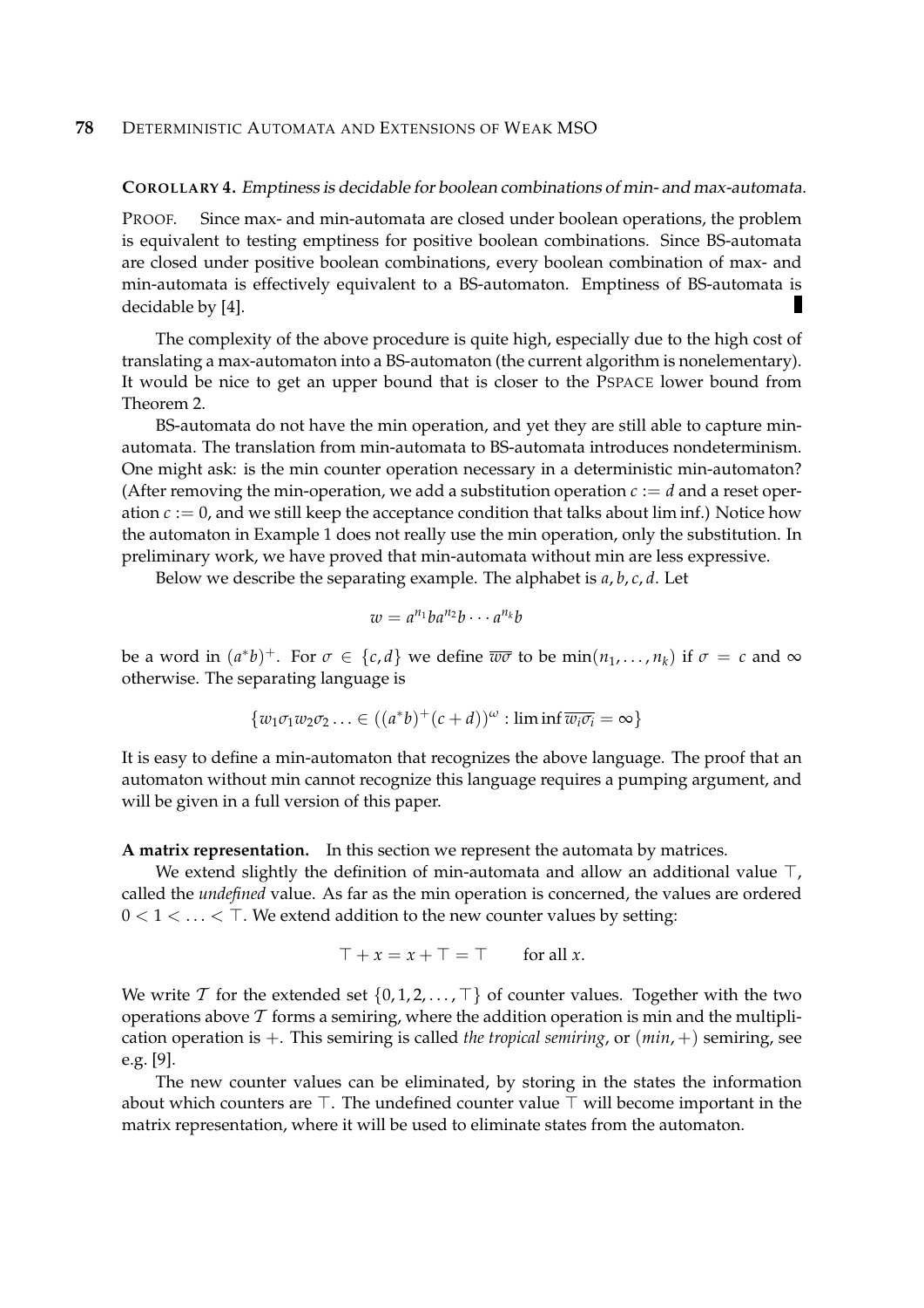**COROLLARY 4.** *Emptiness is decidable for boolean combinations of min- and max-automata.*

PROOF. Since max- and min-automata are closed under boolean operations, the problem is equivalent to testing emptiness for positive boolean combinations. Since BS-automata are closed under positive boolean combinations, every boolean combination of max- and min-automata is effectively equivalent to a BS-automaton. Emptiness of BS-automata is decidable by [4]. ∎

The complexity of the above procedure is quite high, especially due to the high cost of translating a max-automaton into a BS-automaton (the current algorithm is nonelementary). It would be nice to get an upper bound that is closer to the PSPACE lower bound from Theorem 2.

BS-automata do not have the min operation, and yet they are still able to capture min-automata. The translation from min-automata to BS-automata introduces nondeterminism. One might ask: is the min counter operation necessary in a deterministic min-automaton? (After removing the min-operation, we add a substitution operation $c := d$ and a reset operation $c := 0$, and we still keep the acceptance condition that talks about lim inf.) Notice how the automaton in Example 1 does not really use the min operation, only the substitution. In preliminary work, we have proved that min-automata without min are less expressive.

Below we describe the separating example. The alphabet is $a, b, c, d$. Let

$$w = a^{n_1}ba^{n_2}b \cdots a^{n_k}b$$

be a word in $(a^*b)^+$. For $\sigma \in \{c, d\}$ we define $\overline{w\sigma}$ to be $\min(n_1, \ldots, n_k)$ if $\sigma = c$ and $\infty$ otherwise. The separating language is

$$\{w_1\sigma_1w_2\sigma_2 \ldots \in ((a^*b)^+(c+d))^\omega : \liminf \overline{w_i\sigma_i} = \infty\}$$

It is easy to define a min-automaton that recognizes the above language. The proof that an automaton without min cannot recognize this language requires a pumping argument, and will be given in a full version of this paper.

**A matrix representation.** In this section we represent the automata by matrices.

We extend slightly the definition of min-automata and allow an additional value $\top$, called the *undefined* value. As far as the min operation is concerned, the values are ordered $0 < 1 < \ldots < \top$. We extend addition to the new counter values by setting:

$$\top + x = x + \top = \top \qquad \text{for all } x.$$

We write $\mathcal{T}$ for the extended set $\{0, 1, 2, \ldots, \top\}$ of counter values. Together with the two operations above $\mathcal{T}$ forms a semiring, where the addition operation is min and the multiplication operation is $+$. This semiring is called *the tropical semiring*, or $(min, +)$ semiring, see e.g. [9].

The new counter values can be eliminated, by storing in the states the information about which counters are $\top$. The undefined counter value $\top$ will become important in the matrix representation, where it will be used to eliminate states from the automaton.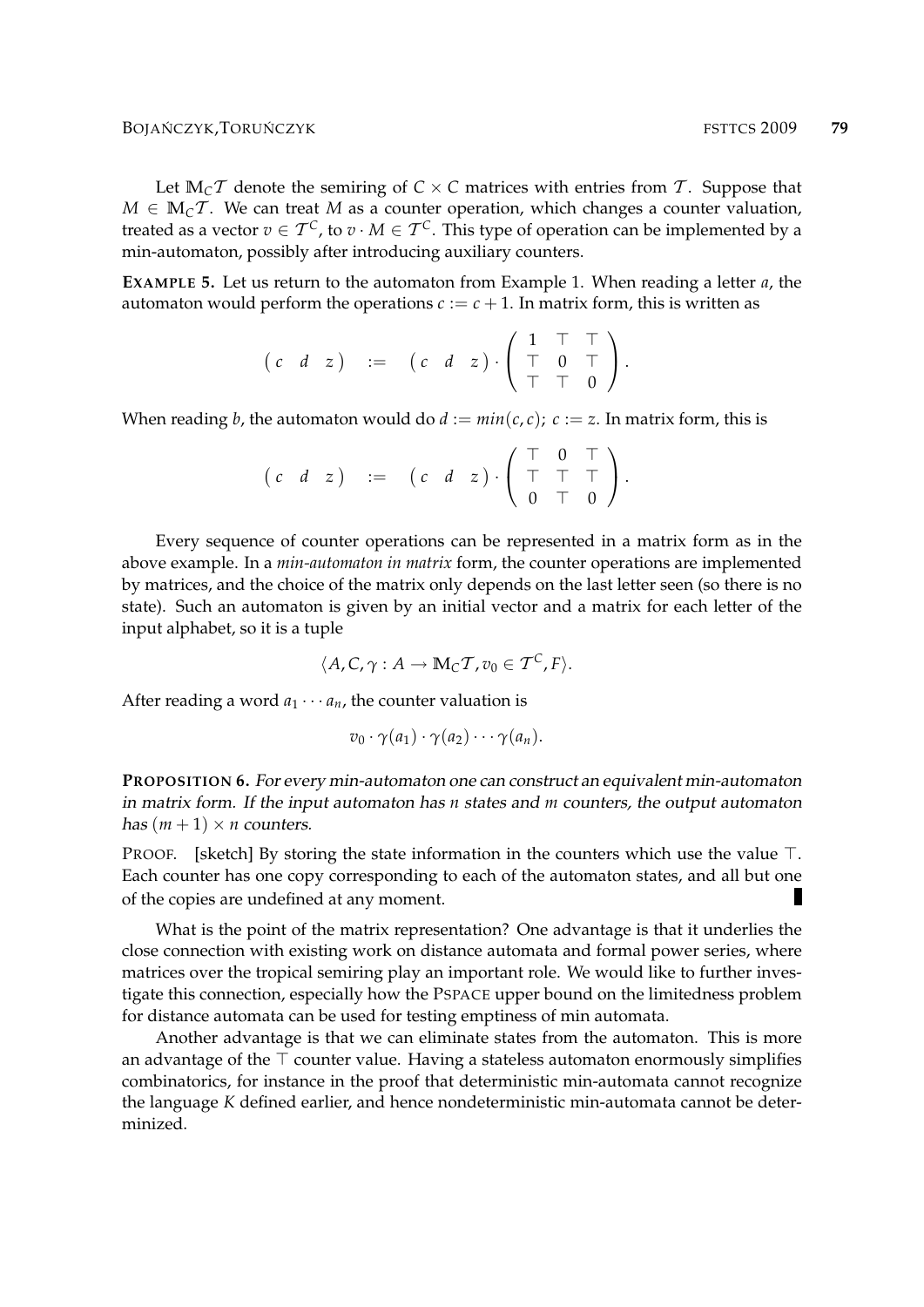Let $\mathbb{M}_C\mathcal{T}$ denote the semiring of $C \times C$ matrices with entries from $\mathcal{T}$. Suppose that $M \in \mathbb{M}_C\mathcal{T}$. We can treat $M$ as a counter operation, which changes a counter valuation, treated as a vector $v \in \mathcal{T}^C$, to $v \cdot M \in \mathcal{T}^C$. This type of operation can be implemented by a min-automaton, possibly after introducing auxiliary counters.

**EXAMPLE 5.** Let us return to the automaton from Example 1. When reading a letter $a$, the automaton would perform the operations $c := c + 1$. In matrix form, this is written as

$$\begin{pmatrix} c & d & z \end{pmatrix} \quad := \quad \begin{pmatrix} c & d & z \end{pmatrix} \cdot \begin{pmatrix} 1 & \top & \top \\ \top & 0 & \top \\ \top & \top & 0 \end{pmatrix}.$$

When reading $b$, the automaton would do $d := min(c, c)$; $c := z$. In matrix form, this is

$$\begin{pmatrix} c & d & z \end{pmatrix} \quad := \quad \begin{pmatrix} c & d & z \end{pmatrix} \cdot \begin{pmatrix} \top & 0 & \top \\ \top & \top & \top \\ 0 & \top & 0 \end{pmatrix}.$$

Every sequence of counter operations can be represented in a matrix form as in the above example. In a *min-automaton in matrix* form, the counter operations are implemented by matrices, and the choice of the matrix only depends on the last letter seen (so there is no state). Such an automaton is given by an initial vector and a matrix for each letter of the input alphabet, so it is a tuple

$$\langle A, C, \gamma : A \to \mathbb{M}_C\mathcal{T}, v_0 \in \mathcal{T}^C, F \rangle.$$

After reading a word $a_1 \cdots a_n$, the counter valuation is

$$v_0 \cdot \gamma(a_1) \cdot \gamma(a_2) \cdots \gamma(a_n).$$

**PROPOSITION 6.** *For every min-automaton one can construct an equivalent min-automaton in matrix form. If the input automaton has $n$ states and $m$ counters, the output automaton has $(m + 1) \times n$ counters.*

PROOF. [sketch] By storing the state information in the counters which use the value $\top$. Each counter has one copy corresponding to each of the automaton states, and all but one of the copies are undefined at any moment. ∎

What is the point of the matrix representation? One advantage is that it underlies the close connection with existing work on distance automata and formal power series, where matrices over the tropical semiring play an important role. We would like to further investigate this connection, especially how the PSPACE upper bound on the limitedness problem for distance automata can be used for testing emptiness of min automata.

Another advantage is that we can eliminate states from the automaton. This is more an advantage of the $\top$ counter value. Having a stateless automaton enormously simplifies combinatorics, for instance in the proof that deterministic min-automata cannot recognize the language $K$ defined earlier, and hence nondeterministic min-automata cannot be determinized.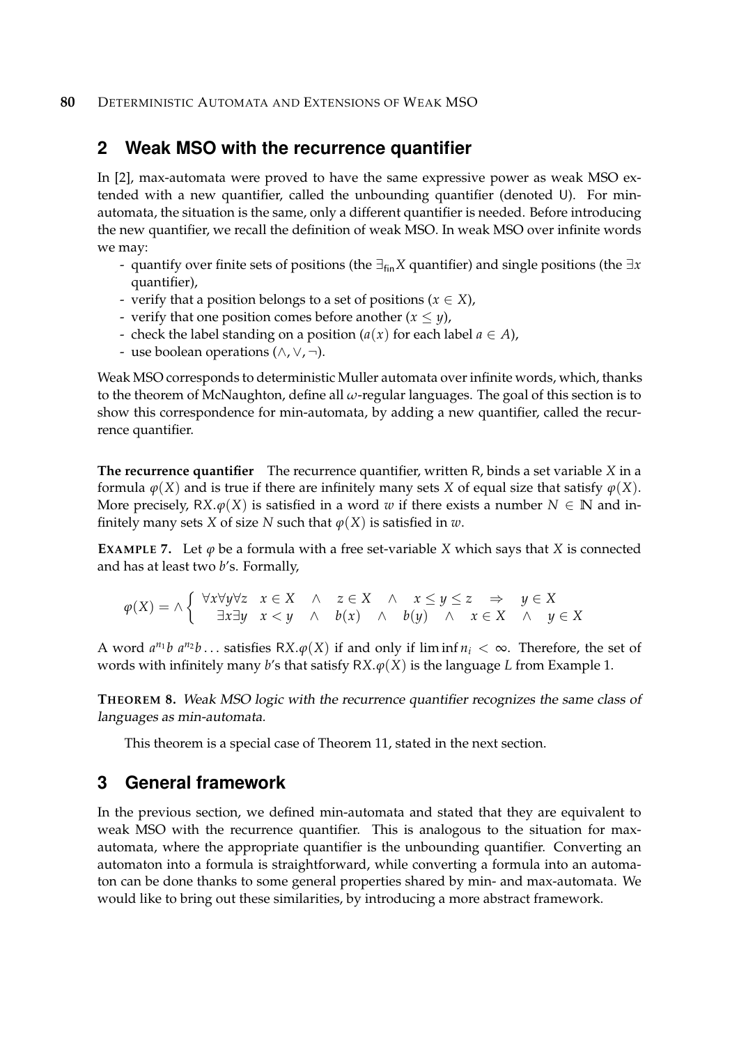## 2 Weak MSO with the recurrence quantifier

In [2], max-automata were proved to have the same expressive power as weak MSO extended with a new quantifier, called the unbounding quantifier (denoted U). For min-automata, the situation is the same, only a different quantifier is needed. Before introducing the new quantifier, we recall the definition of weak MSO. In weak MSO over infinite words we may:

- quantify over finite sets of positions (the $\exists_{\mathsf{fin}} X$ quantifier) and single positions (the $\exists x$ quantifier),
- verify that a position belongs to a set of positions ($x \in X$),
- verify that one position comes before another ($x \leq y$),
- check the label standing on a position ($a(x)$ for each label $a \in A$),
- use boolean operations ($\wedge, \vee, \neg$).

Weak MSO corresponds to deterministic Muller automata over infinite words, which, thanks to the theorem of McNaughton, define all $\omega$-regular languages. The goal of this section is to show this correspondence for min-automata, by adding a new quantifier, called the recurrence quantifier.

**The recurrence quantifier** The recurrence quantifier, written R, binds a set variable $X$ in a formula $\varphi(X)$ and is true if there are infinitely many sets $X$ of equal size that satisfy $\varphi(X)$. More precisely, $\mathsf{R}X.\varphi(X)$ is satisfied in a word $w$ if there exists a number $N \in \mathbb{N}$ and infinitely many sets $X$ of size $N$ such that $\varphi(X)$ is satisfied in $w$.

**EXAMPLE 7.** Let $\varphi$ be a formula with a free set-variable $X$ which says that $X$ is connected and has at least two $b$'s. Formally,

$$\varphi(X) = \wedge \left\{ \begin{array}{lllllllll} \forall x \forall y \forall z & x \in X & \wedge & z \in X & \wedge & x \leq y \leq z & \Rightarrow & y \in X & \\ \exists x \exists y & x < y & \wedge & b(x) & \wedge & b(y) & \wedge & x \in X & \wedge \quad y \in X \end{array} \right.$$

A word $a^{n_1}b\, a^{n_2}b \ldots$ satisfies $\mathsf{R}X.\varphi(X)$ if and only if $\liminf n_i < \infty$. Therefore, the set of words with infinitely many $b$'s that satisfy $\mathsf{R}X.\varphi(X)$ is the language $L$ from Example 1.

**THEOREM 8.** *Weak MSO logic with the recurrence quantifier recognizes the same class of languages as min-automata.*

This theorem is a special case of Theorem 11, stated in the next section.

## 3 General framework

In the previous section, we defined min-automata and stated that they are equivalent to weak MSO with the recurrence quantifier. This is analogous to the situation for max-automata, where the appropriate quantifier is the unbounding quantifier. Converting an automaton into a formula is straightforward, while converting a formula into an automaton can be done thanks to some general properties shared by min- and max-automata. We would like to bring out these similarities, by introducing a more abstract framework.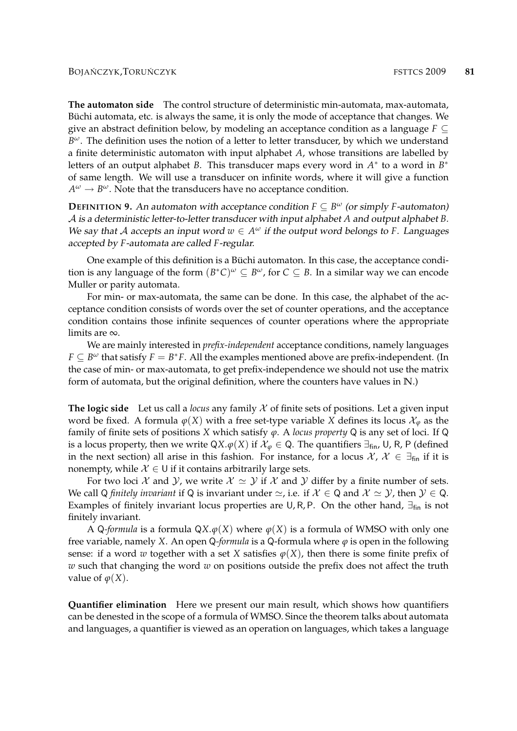**The automaton side** The control structure of deterministic min-automata, max-automata, Büchi automata, etc. is always the same, it is only the mode of acceptance that changes. We give an abstract definition below, by modeling an acceptance condition as a language $F \subseteq B^\omega$. The definition uses the notion of a letter to letter transducer, by which we understand a finite deterministic automaton with input alphabet $A$, whose transitions are labelled by letters of an output alphabet $B$. This transducer maps every word in $A^*$ to a word in $B^*$ of same length. We will use a transducer on infinite words, where it will give a function $A^\omega \to B^\omega$. Note that the transducers have no acceptance condition.

**DEFINITION 9.** *An automaton with acceptance condition $F \subseteq B^\omega$ (or simply $F$-automaton) $\mathcal{A}$ is a deterministic letter-to-letter transducer with input alphabet $A$ and output alphabet $B$. We say that $\mathcal{A}$ accepts an input word $w \in A^\omega$ if the output word belongs to $F$. Languages accepted by $F$-automata are called $F$-regular.*

One example of this definition is a Büchi automaton. In this case, the acceptance condition is any language of the form $(B^*C)^\omega \subseteq B^\omega$, for $C \subseteq B$. In a similar way we can encode Muller or parity automata.

For min- or max-automata, the same can be done. In this case, the alphabet of the acceptance condition consists of words over the set of counter operations, and the acceptance condition contains those infinite sequences of counter operations where the appropriate limits are $\infty$.

We are mainly interested in *prefix-independent* acceptance conditions, namely languages $F \subseteq B^\omega$ that satisfy $F = B^*F$. All the examples mentioned above are prefix-independent. (In the case of min- or max-automata, to get prefix-independence we should not use the matrix form of automata, but the original definition, where the counters have values in $\mathbb{N}$.)

**The logic side** Let us call a *locus* any family $\mathcal{X}$ of finite sets of positions. Let a given input word be fixed. A formula $\varphi(X)$ with a free set-type variable $X$ defines its locus $\mathcal{X}_\varphi$ as the family of finite sets of positions $X$ which satisfy $\varphi$. A *locus property* $\mathsf{Q}$ is any set of loci. If $\mathsf{Q}$ is a locus property, then we write $\mathsf{Q}X.\varphi(X)$ if $\mathcal{X}_\varphi \in \mathsf{Q}$. The quantifiers $\exists_{\mathsf{fin}}$, $\mathsf{U}$, $\mathsf{R}$, $\mathsf{P}$ (defined in the next section) all arise in this fashion. For instance, for a locus $\mathcal{X}$, $\mathcal{X} \in \exists_{\mathsf{fin}}$ if it is nonempty, while $\mathcal{X} \in \mathsf{U}$ if it contains arbitrarily large sets.

For two loci $\mathcal{X}$ and $\mathcal{Y}$, we write $\mathcal{X} \simeq \mathcal{Y}$ if $\mathcal{X}$ and $\mathcal{Y}$ differ by a finite number of sets. We call $\mathsf{Q}$ *finitely invariant* if $\mathsf{Q}$ is invariant under $\simeq$, i.e. if $\mathcal{X} \in \mathsf{Q}$ and $\mathcal{X} \simeq \mathcal{Y}$, then $\mathcal{Y} \in \mathsf{Q}$. Examples of finitely invariant locus properties are $\mathsf{U}, \mathsf{R}, \mathsf{P}$. On the other hand, $\exists_{\mathsf{fin}}$ is not finitely invariant.

A $\mathsf{Q}$*-formula* is a formula $\mathsf{Q}X.\varphi(X)$ where $\varphi(X)$ is a formula of WMSO with only one free variable, namely $X$. An open $\mathsf{Q}$*-formula* is a $\mathsf{Q}$-formula where $\varphi$ is open in the following sense: if a word $w$ together with a set $X$ satisfies $\varphi(X)$, then there is some finite prefix of $w$ such that changing the word $w$ on positions outside the prefix does not affect the truth value of $\varphi(X)$.

**Quantifier elimination** Here we present our main result, which shows how quantifiers can be denested in the scope of a formula of WMSO. Since the theorem talks about automata and languages, a quantifier is viewed as an operation on languages, which takes a language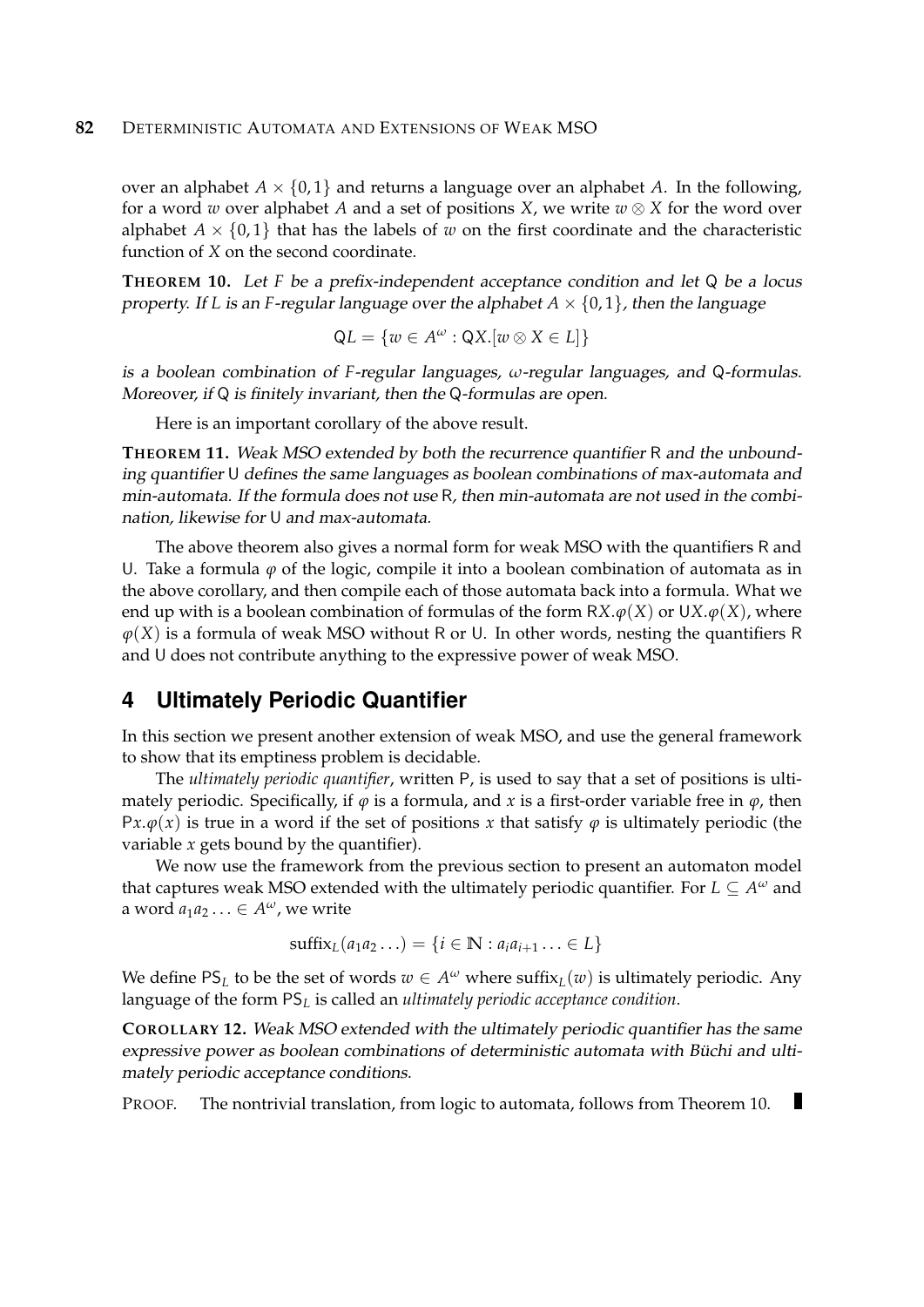over an alphabet $A \times \{0,1\}$ and returns a language over an alphabet $A$. In the following, for a word $w$ over alphabet $A$ and a set of positions $X$, we write $w \otimes X$ for the word over alphabet $A \times \{0,1\}$ that has the labels of $w$ on the first coordinate and the characteristic function of $X$ on the second coordinate.

**THEOREM 10.** *Let $F$ be a prefix-independent acceptance condition and let $\mathsf{Q}$ be a locus property. If $L$ is an $F$-regular language over the alphabet $A \times \{0,1\}$, then the language*

$$\mathsf{Q}L = \{w \in A^\omega : \mathsf{Q}X.[w \otimes X \in L]\}$$

*is a boolean combination of $F$-regular languages, $\omega$-regular languages, and $\mathsf{Q}$-formulas. Moreover, if $\mathsf{Q}$ is finitely invariant, then the $\mathsf{Q}$-formulas are open.*

Here is an important corollary of the above result.

**THEOREM 11.** *Weak MSO extended by both the recurrence quantifier $\mathsf{R}$ and the unbounding quantifier $\mathsf{U}$ defines the same languages as boolean combinations of max-automata and min-automata. If the formula does not use $\mathsf{R}$, then min-automata are not used in the combination, likewise for $\mathsf{U}$ and max-automata.*

The above theorem also gives a normal form for weak MSO with the quantifiers $\mathsf{R}$ and $\mathsf{U}$. Take a formula $\varphi$ of the logic, compile it into a boolean combination of automata as in the above corollary, and then compile each of those automata back into a formula. What we end up with is a boolean combination of formulas of the form $\mathsf{R}X.\varphi(X)$ or $\mathsf{U}X.\varphi(X)$, where $\varphi(X)$ is a formula of weak MSO without $\mathsf{R}$ or $\mathsf{U}$. In other words, nesting the quantifiers $\mathsf{R}$ and $\mathsf{U}$ does not contribute anything to the expressive power of weak MSO.

## 4 Ultimately Periodic Quantifier

In this section we present another extension of weak MSO, and use the general framework to show that its emptiness problem is decidable.

The *ultimately periodic quantifier*, written $\mathsf{P}$, is used to say that a set of positions is ultimately periodic. Specifically, if $\varphi$ is a formula, and $x$ is a first-order variable free in $\varphi$, then $\mathsf{P}x.\varphi(x)$ is true in a word if the set of positions $x$ that satisfy $\varphi$ is ultimately periodic (the variable $x$ gets bound by the quantifier).

We now use the framework from the previous section to present an automaton model that captures weak MSO extended with the ultimately periodic quantifier. For $L \subseteq A^\omega$ and a word $a_1a_2\ldots \in A^\omega$, we write

$$\text{suffix}_L(a_1a_2\ldots) = \{i \in \mathbb{N} : a_ia_{i+1}\ldots \in L\}$$

We define $\mathsf{PS}_L$ to be the set of words $w \in A^\omega$ where $\text{suffix}_L(w)$ is ultimately periodic. Any language of the form $\mathsf{PS}_L$ is called an *ultimately periodic acceptance condition*.

**COROLLARY 12.** *Weak MSO extended with the ultimately periodic quantifier has the same expressive power as boolean combinations of deterministic automata with Büchi and ultimately periodic acceptance conditions.*

PROOF. The nontrivial translation, from logic to automata, follows from Theorem 10. ∎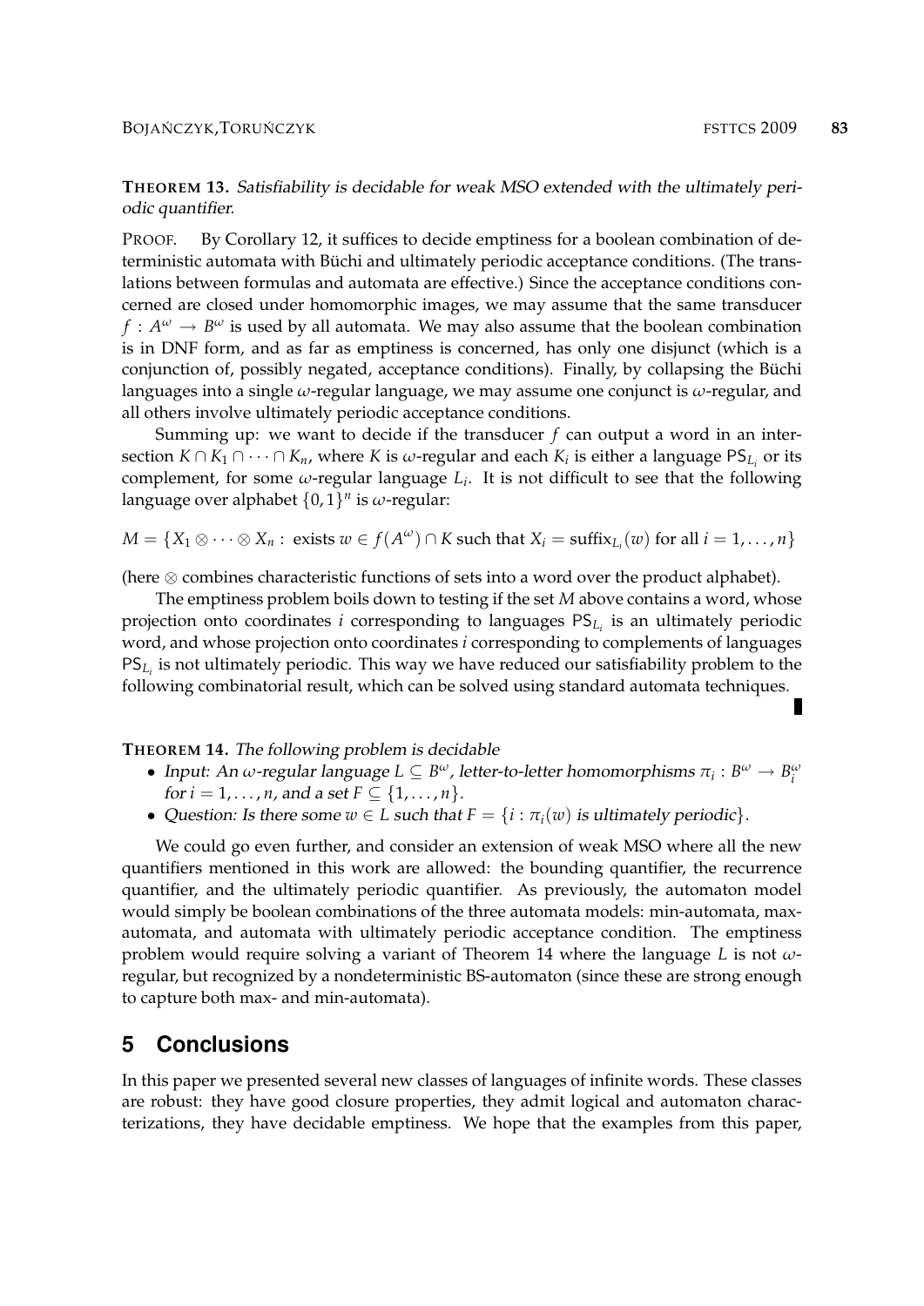**THEOREM 13.** *Satisfiability is decidable for weak MSO extended with the ultimately periodic quantifier.*

PROOF. By Corollary 12, it suffices to decide emptiness for a boolean combination of deterministic automata with Büchi and ultimately periodic acceptance conditions. (The translations between formulas and automata are effective.) Since the acceptance conditions concerned are closed under homomorphic images, we may assume that the same transducer $f : A^\omega \to B^\omega$ is used by all automata. We may also assume that the boolean combination is in DNF form, and as far as emptiness is concerned, has only one disjunct (which is a conjunction of, possibly negated, acceptance conditions). Finally, by collapsing the Büchi languages into a single $\omega$-regular language, we may assume one conjunct is $\omega$-regular, and all others involve ultimately periodic acceptance conditions.

Summing up: we want to decide if the transducer $f$ can output a word in an intersection $K \cap K_1 \cap \cdots \cap K_n$, where $K$ is $\omega$-regular and each $K_i$ is either a language $\mathsf{PS}_{L_i}$ or its complement, for some $\omega$-regular language $L_i$. It is not difficult to see that the following language over alphabet $\{0,1\}^n$ is $\omega$-regular:

$$M = \{X_1 \otimes \cdots \otimes X_n : \text{ exists } w \in f(A^\omega) \cap K \text{ such that } X_i = \text{suffix}_{L_i}(w) \text{ for all } i = 1, \dots, n\}$$

(here $\otimes$ combines characteristic functions of sets into a word over the product alphabet).

The emptiness problem boils down to testing if the set $M$ above contains a word, whose projection onto coordinates $i$ corresponding to languages $\mathsf{PS}_{L_i}$ is an ultimately periodic word, and whose projection onto coordinates $i$ corresponding to complements of languages $\mathsf{PS}_{L_i}$ is not ultimately periodic. This way we have reduced our satisfiability problem to the following combinatorial result, which can be solved using standard automata techniques. ∎

**THEOREM 14.** *The following problem is decidable*

- *Input: An $\omega$-regular language $L \subseteq B^\omega$, letter-to-letter homomorphisms $\pi_i : B^\omega \to B_i^\omega$ for $i = 1, \dots, n$, and a set $F \subseteq \{1, \dots, n\}$.*
- *Question: Is there some $w \in L$ such that $F = \{i : \pi_i(w) \text{ is ultimately periodic}\}$.*

We could go even further, and consider an extension of weak MSO where all the new quantifiers mentioned in this work are allowed: the bounding quantifier, the recurrence quantifier, and the ultimately periodic quantifier. As previously, the automaton model would simply be boolean combinations of the three automata models: min-automata, max-automata, and automata with ultimately periodic acceptance condition. The emptiness problem would require solving a variant of Theorem 14 where the language $L$ is not $\omega$-regular, but recognized by a nondeterministic BS-automaton (since these are strong enough to capture both max- and min-automata).

## 5 Conclusions

In this paper we presented several new classes of languages of infinite words. These classes are robust: they have good closure properties, they admit logical and automaton characterizations, they have decidable emptiness. We hope that the examples from this paper,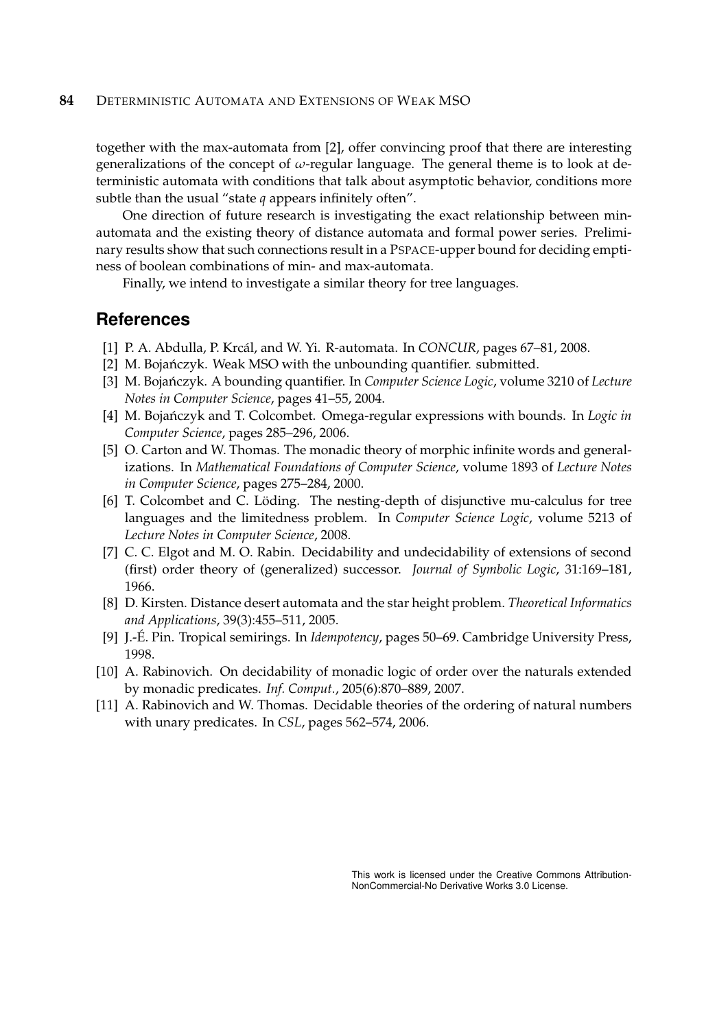together with the max-automata from [2], offer convincing proof that there are interesting generalizations of the concept of $\omega$-regular language. The general theme is to look at deterministic automata with conditions that talk about asymptotic behavior, conditions more subtle than the usual "state $q$ appears infinitely often".

One direction of future research is investigating the exact relationship between min-automata and the existing theory of distance automata and formal power series. Preliminary results show that such connections result in a PSPACE-upper bound for deciding emptiness of boolean combinations of min- and max-automata.

Finally, we intend to investigate a similar theory for tree languages.

## References

[1] P. A. Abdulla, P. Krcál, and W. Yi. R-automata. In *CONCUR*, pages 67–81, 2008.

[2] M. Bojańczyk. Weak MSO with the unbounding quantifier. submitted.

[3] M. Bojańczyk. A bounding quantifier. In *Computer Science Logic*, volume 3210 of *Lecture Notes in Computer Science*, pages 41–55, 2004.

[4] M. Bojańczyk and T. Colcombet. Omega-regular expressions with bounds. In *Logic in Computer Science*, pages 285–296, 2006.

[5] O. Carton and W. Thomas. The monadic theory of morphic infinite words and generalizations. In *Mathematical Foundations of Computer Science*, volume 1893 of *Lecture Notes in Computer Science*, pages 275–284, 2000.

[6] T. Colcombet and C. Löding. The nesting-depth of disjunctive mu-calculus for tree languages and the limitedness problem. In *Computer Science Logic*, volume 5213 of *Lecture Notes in Computer Science*, 2008.

[7] C. C. Elgot and M. O. Rabin. Decidability and undecidability of extensions of second (first) order theory of (generalized) successor. *Journal of Symbolic Logic*, 31:169–181, 1966.

[8] D. Kirsten. Distance desert automata and the star height problem. *Theoretical Informatics and Applications*, 39(3):455–511, 2005.

[9] J.-É. Pin. Tropical semirings. In *Idempotency*, pages 50–69. Cambridge University Press, 1998.

[10] A. Rabinovich. On decidability of monadic logic of order over the naturals extended by monadic predicates. *Inf. Comput.*, 205(6):870–889, 2007.

[11] A. Rabinovich and W. Thomas. Decidable theories of the ordering of natural numbers with unary predicates. In *CSL*, pages 562–574, 2006.

This work is licensed under the Creative Commons Attribution-NonCommercial-No Derivative Works 3.0 License.